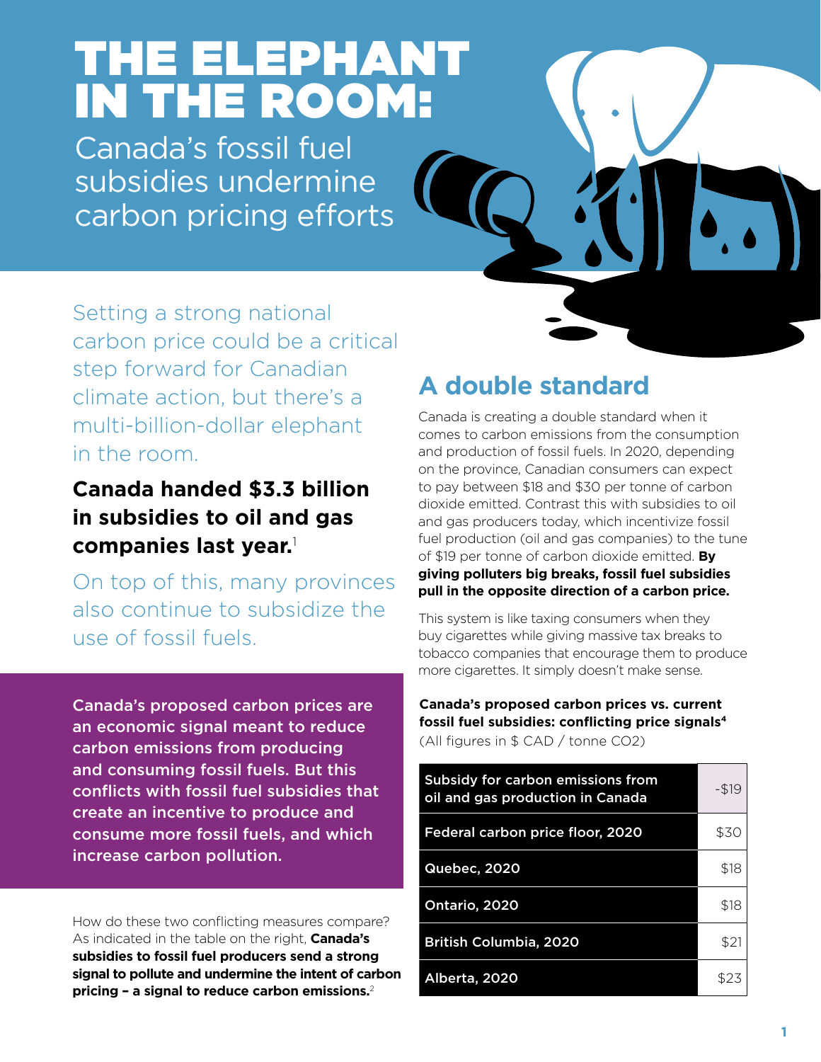# THE ELEPHANT IN THE ROOM:

## Canada's fossil fuel subsidies undermine carbon pricing efforts

Setting a strong national carbon price could be a critical step forward for Canadian climate action, but there's a multi-billion-dollar elephant in the room.

**Canada handed $3.3 billion in subsidies to oil and gas companies last year.**[1]

On top of this, many provinces also continue to subsidize the use of fossil fuels.

**Canada's proposed carbon prices are an economic signal meant to reduce carbon emissions from producing and consuming fossil fuels. But this conflicts with fossil fuel subsidies that create an incentive to produce and consume more fossil fuels, and which increase carbon pollution.**

How do these two conflicting measures compare? As indicated in the table on the right, **Canada's subsidies to fossil fuel producers send a strong signal to pollute and undermine the intent of carbon pricing – a signal to reduce carbon emissions.**[2]

## A double standard

Canada is creating a double standard when it comes to carbon emissions from the consumption and production of fossil fuels. In 2020, depending on the province, Canadian consumers can expect to pay between $18 and $30 per tonne of carbon dioxide emitted. Contrast this with subsidies to oil and gas producers today, which incentivize fossil fuel production (oil and gas companies) to the tune of $19 per tonne of carbon dioxide emitted. **By giving polluters big breaks, fossil fuel subsidies pull in the opposite direction of a carbon price.**

This system is like taxing consumers when they buy cigarettes while giving massive tax breaks to tobacco companies that encourage them to produce more cigarettes. It simply doesn't make sense.

**Canada's proposed carbon prices vs. current fossil fuel subsidies: conflicting price signals**[4]
(All figures in $ CAD / tonne CO2)

| | |
|---|---|
| Subsidy for carbon emissions from oil and gas production in Canada | -$19 |
| Federal carbon price floor, 2020 | $30 |
| Quebec, 2020 | $18 |
| Ontario, 2020 | $18 |
| British Columbia, 2020 | $21 |
| Alberta, 2020 | $23 |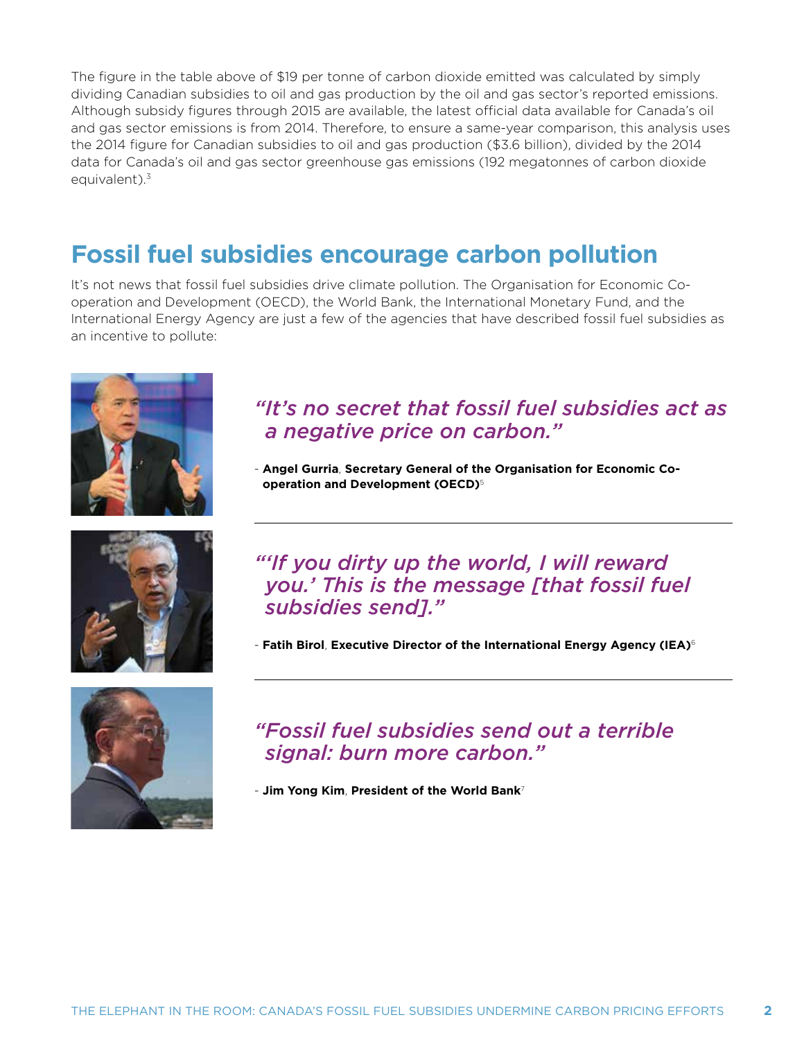The figure in the table above of $19 per tonne of carbon dioxide emitted was calculated by simply dividing Canadian subsidies to oil and gas production by the oil and gas sector's reported emissions. Although subsidy figures through 2015 are available, the latest official data available for Canada's oil and gas sector emissions is from 2014. Therefore, to ensure a same-year comparison, this analysis uses the 2014 figure for Canadian subsidies to oil and gas production ($3.6 billion), divided by the 2014 data for Canada's oil and gas sector greenhouse gas emissions (192 megatonnes of carbon dioxide equivalent).[3]

## Fossil fuel subsidies encourage carbon pollution

It's not news that fossil fuel subsidies drive climate pollution. The Organisation for Economic Co-operation and Development (OECD), the World Bank, the International Monetary Fund, and the International Energy Agency are just a few of the agencies that have described fossil fuel subsidies as an incentive to pollute:

> *"It's no secret that fossil fuel subsidies act as a negative price on carbon."*
>
> \- **Angel Gurria**, **Secretary General of the Organisation for Economic Co-operation and Development (OECD)**[5]

---

> *"'If you dirty up the world, I will reward you.' This is the message [that fossil fuel subsidies send]."*
>
> \- **Fatih Birol**, **Executive Director of the International Energy Agency (IEA)**[6]

---

> *"Fossil fuel subsidies send out a terrible signal: burn more carbon."*
>
> \- **Jim Yong Kim**, **President of the World Bank**[7]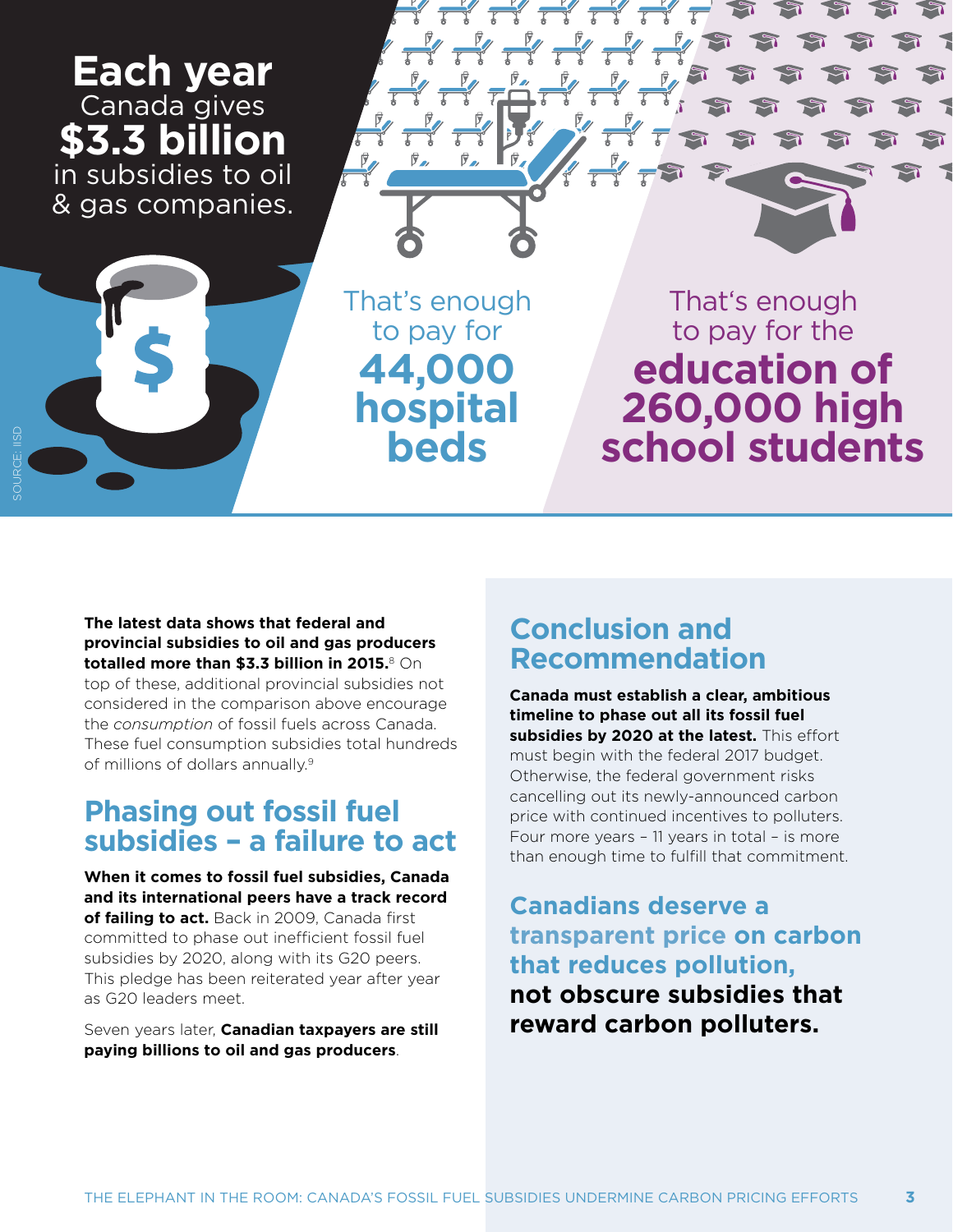**Each year** Canada gives **$3.3 billion** in subsidies to oil & gas companies.

That's enough to pay for **44,000 hospital beds**

That's enough to pay for the **education of 260,000 high school students**

SOURCE: IISD

**The latest data shows that federal and provincial subsidies to oil and gas producers totalled more than $3.3 billion in 2015.**[8] On top of these, additional provincial subsidies not considered in the comparison above encourage the *consumption* of fossil fuels across Canada. These fuel consumption subsidies total hundreds of millions of dollars annually.[9]

## Phasing out fossil fuel subsidies – a failure to act

**When it comes to fossil fuel subsidies, Canada and its international peers have a track record of failing to act.** Back in 2009, Canada first committed to phase out inefficient fossil fuel subsidies by 2020, along with its G20 peers. This pledge has been reiterated year after year as G20 leaders meet.

Seven years later, **Canadian taxpayers are still paying billions to oil and gas producers**.

## Conclusion and Recommendation

**Canada must establish a clear, ambitious timeline to phase out all its fossil fuel subsidies by 2020 at the latest.** This effort must begin with the federal 2017 budget. Otherwise, the federal government risks cancelling out its newly-announced carbon price with continued incentives to polluters. Four more years – 11 years in total – is more than enough time to fulfill that commitment.

**Canadians deserve a transparent price on carbon that reduces pollution, not obscure subsidies that reward carbon polluters.**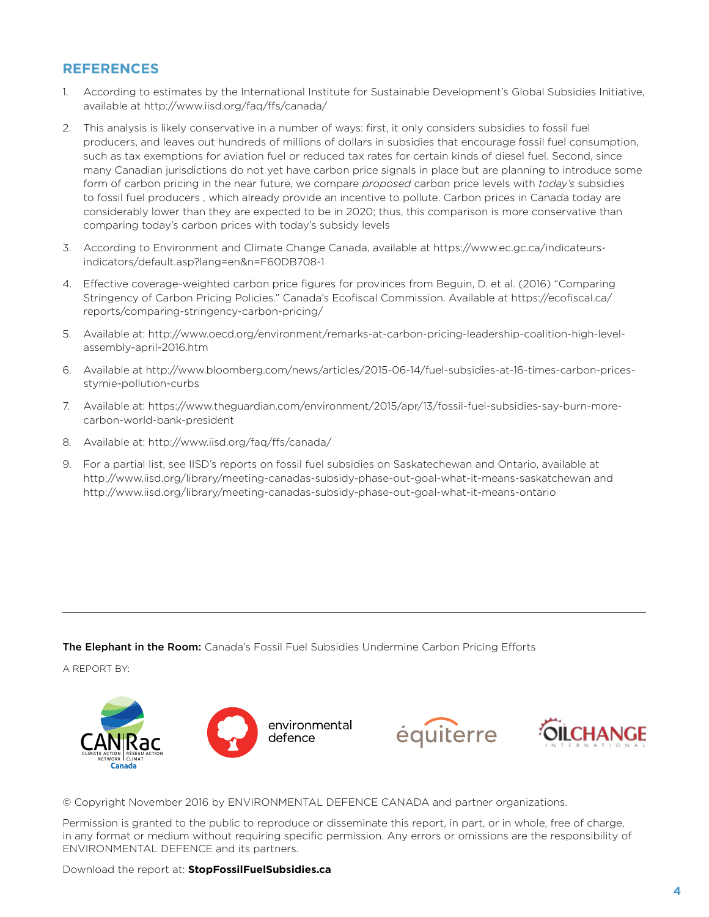## REFERENCES

1. According to estimates by the International Institute for Sustainable Development's Global Subsidies Initiative, available at http://www.iisd.org/faq/ffs/canada/
2. This analysis is likely conservative in a number of ways: first, it only considers subsidies to fossil fuel producers, and leaves out hundreds of millions of dollars in subsidies that encourage fossil fuel consumption, such as tax exemptions for aviation fuel or reduced tax rates for certain kinds of diesel fuel. Second, since many Canadian jurisdictions do not yet have carbon price signals in place but are planning to introduce some form of carbon pricing in the near future, we compare *proposed* carbon price levels with *today's* subsidies to fossil fuel producers , which already provide an incentive to pollute. Carbon prices in Canada today are considerably lower than they are expected to be in 2020; thus, this comparison is more conservative than comparing today's carbon prices with today's subsidy levels
3. According to Environment and Climate Change Canada, available at https://www.ec.gc.ca/indicateurs-indicators/default.asp?lang=en&n=F60DB708-1
4. Effective coverage-weighted carbon price figures for provinces from Beguin, D. et al. (2016) "Comparing Stringency of Carbon Pricing Policies." Canada's Ecofiscal Commission. Available at https://ecofiscal.ca/reports/comparing-stringency-carbon-pricing/
5. Available at: http://www.oecd.org/environment/remarks-at-carbon-pricing-leadership-coalition-high-level-assembly-april-2016.htm
6. Available at http://www.bloomberg.com/news/articles/2015-06-14/fuel-subsidies-at-16-times-carbon-prices-stymie-pollution-curbs
7. Available at: https://www.theguardian.com/environment/2015/apr/13/fossil-fuel-subsidies-say-burn-more-carbon-world-bank-president
8. Available at: http://www.iisd.org/faq/ffs/canada/
9. For a partial list, see IISD's reports on fossil fuel subsidies on Saskatechewan and Ontario, available at http://www.iisd.org/library/meeting-canadas-subsidy-phase-out-goal-what-it-means-saskatchewan and http://www.iisd.org/library/meeting-canadas-subsidy-phase-out-goal-what-it-means-ontario

---

**The Elephant in the Room:** Canada's Fossil Fuel Subsidies Undermine Carbon Pricing Efforts

A REPORT BY:

CAN Rac Canada — Climate Action Network / Réseau Action Climat

environmental defence

équiterre

OILCHANGE INTERNATIONAL

© Copyright November 2016 by ENVIRONMENTAL DEFENCE CANADA and partner organizations.

Permission is granted to the public to reproduce or disseminate this report, in part, or in whole, free of charge, in any format or medium without requiring specific permission. Any errors or omissions are the responsibility of ENVIRONMENTAL DEFENCE and its partners.

Download the report at: **StopFossilFuelSubsidies.ca**